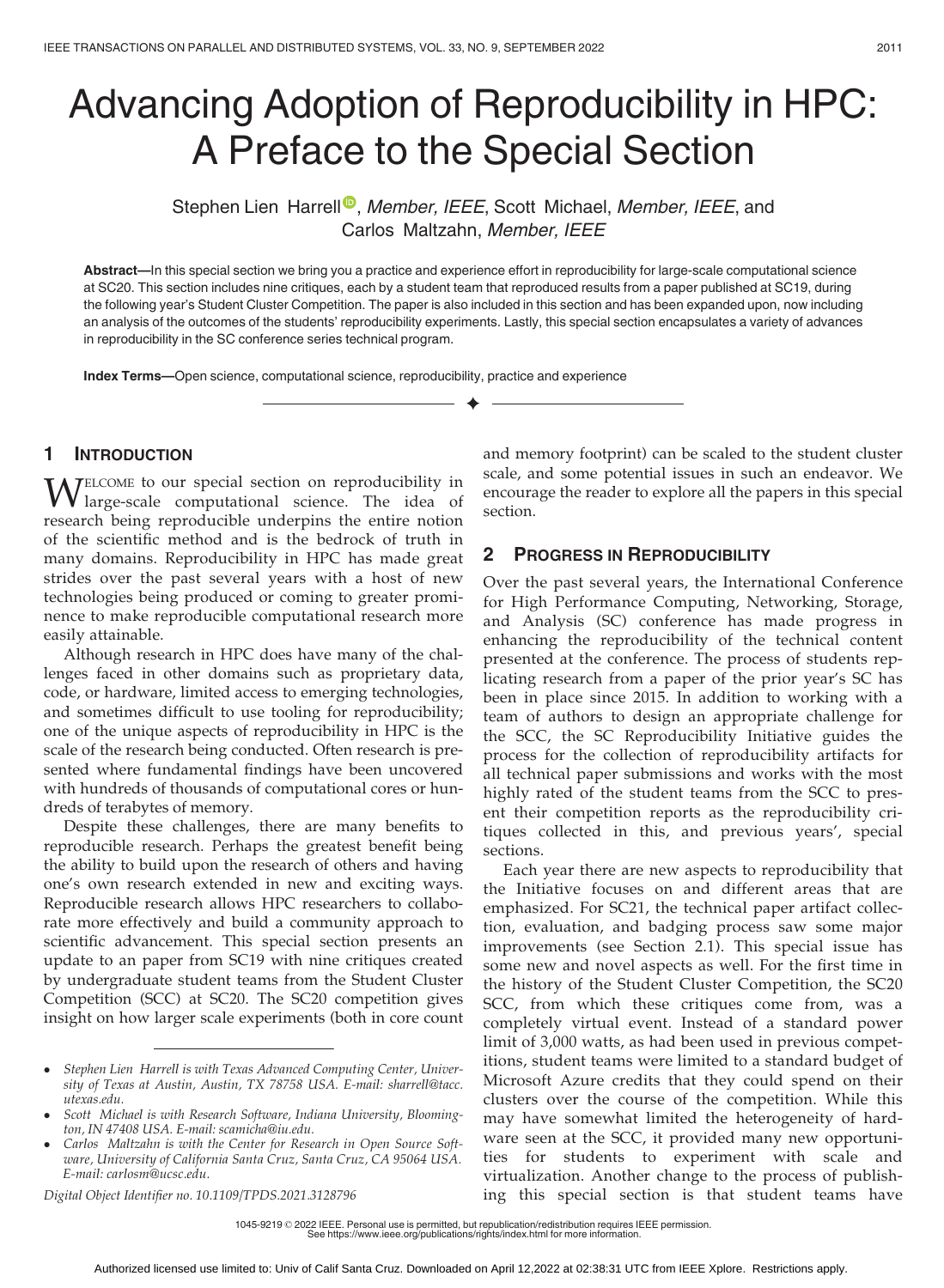# Advancing Adoption of Reproducibility in HPC: A Preface to the Special Section

Stephen Lien Harrell, *Member, IEEE*, Scott Michael, *Member, IEEE*, and Carlos Maltzahn, *Member, IEEE*

**Abstract**—In this special section we bring you a practice and experience effort in reproducibility for large-scale computational science at SC20. This section includes nine critiques, each by a student team that reproduced results from a paper published at SC19, during the following year's Student Cluster Competition. The paper is also included in this section and has been expanded upon, now including an analysis of the outcomes of the students' reproducibility experiments. Lastly, this special section encapsulates a variety of advances in reproducibility in the SC conference series technical program.

**Index Terms**—Open science, computational science, reproducibility, practice and experience

## 1 Introduction

Welcome to our special section on reproducibility in large-scale computational science. The idea of research being reproducible underpins the entire notion of the scientific method and is the bedrock of truth in many domains. Reproducibility in HPC has made great strides over the past several years with a host of new technologies being produced or coming to greater prominence to make reproducible computational research more easily attainable.

Although research in HPC does have many of the challenges faced in other domains such as proprietary data, code, or hardware, limited access to emerging technologies, and sometimes difficult to use tooling for reproducibility; one of the unique aspects of reproducibility in HPC is the scale of the research being conducted. Often research is presented where fundamental findings have been uncovered with hundreds of thousands of computational cores or hundreds of terabytes of memory.

Despite these challenges, there are many benefits to reproducible research. Perhaps the greatest benefit being the ability to build upon the research of others and having one's own research extended in new and exciting ways. Reproducible research allows HPC researchers to collaborate more effectively and build a community approach to scientific advancement. This special section presents an update to an paper from SC19 with nine critiques created by undergraduate student teams from the Student Cluster Competition (SCC) at SC20. The SC20 competition gives insight on how larger scale experiments (both in core count and memory footprint) can be scaled to the student cluster scale, and some potential issues in such an endeavor. We encourage the reader to explore all the papers in this special section.

## 2 Progress in Reproducibility

Over the past several years, the International Conference for High Performance Computing, Networking, Storage, and Analysis (SC) conference has made progress in enhancing the reproducibility of the technical content presented at the conference. The process of students replicating research from a paper of the prior year's SC has been in place since 2015. In addition to working with a team of authors to design an appropriate challenge for the SCC, the SC Reproducibility Initiative guides the process for the collection of reproducibility artifacts for all technical paper submissions and works with the most highly rated of the student teams from the SCC to present their competition reports as the reproducibility critiques collected in this, and previous years', special sections.

Each year there are new aspects to reproducibility that the Initiative focuses on and different areas that are emphasized. For SC21, the technical paper artifact collection, evaluation, and badging process saw some major improvements (see Section 2.1). This special issue has some new and novel aspects as well. For the first time in the history of the Student Cluster Competition, the SC20 SCC, from which these critiques come from, was a completely virtual event. Instead of a standard power limit of 3,000 watts, as had been used in previous competitions, student teams were limited to a standard budget of Microsoft Azure credits that they could spend on their clusters over the course of the competition. While this may have somewhat limited the heterogeneity of hardware seen at the SCC, it provided many new opportunities for students to experiment with scale and virtualization. Another change to the process of publishing this special section is that student teams have

---

- *Stephen Lien Harrell is with Texas Advanced Computing Center, University of Texas at Austin, Austin, TX 78758 USA. E-mail: sharrell@tacc.utexas.edu.*
- *Scott Michael is with Research Software, Indiana University, Bloomington, IN 47408 USA. E-mail: scamicha@iu.edu.*
- *Carlos Maltzahn is with the Center for Research in Open Source Software, University of California Santa Cruz, Santa Cruz, CA 95064 USA. E-mail: carlosm@ucsc.edu.*

*Digital Object Identifier no. 10.1109/TPDS.2021.3128796*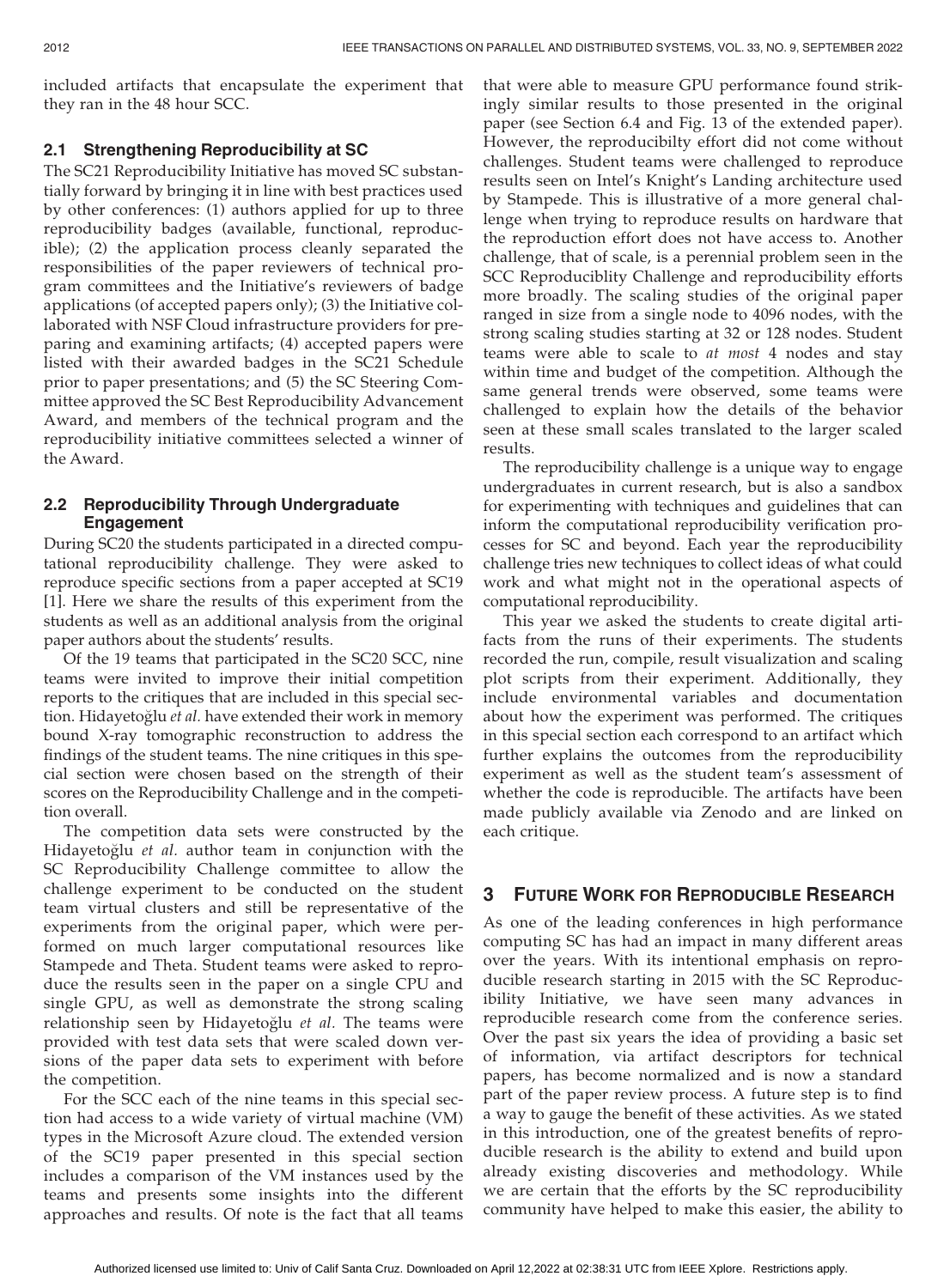included artifacts that encapsulate the experiment that they ran in the 48 hour SCC.

### 2.1 Strengthening Reproducibility at SC

The SC21 Reproducibility Initiative has moved SC substantially forward by bringing it in line with best practices used by other conferences: (1) authors applied for up to three reproducibility badges (available, functional, reproducible); (2) the application process cleanly separated the responsibilities of the paper reviewers of technical program committees and the Initiative's reviewers of badge applications (of accepted papers only); (3) the Initiative collaborated with NSF Cloud infrastructure providers for preparing and examining artifacts; (4) accepted papers were listed with their awarded badges in the SC21 Schedule prior to paper presentations; and (5) the SC Steering Committee approved the SC Best Reproducibility Advancement Award, and members of the technical program and the reproducibility initiative committees selected a winner of the Award.

### 2.2 Reproducibility Through Undergraduate Engagement

During SC20 the students participated in a directed computational reproducibility challenge. They were asked to reproduce specific sections from a paper accepted at SC19 [1]. Here we share the results of this experiment from the students as well as an additional analysis from the original paper authors about the students' results.

Of the 19 teams that participated in the SC20 SCC, nine teams were invited to improve their initial competition reports to the critiques that are included in this special section. Hidayetoğlu *et al.* have extended their work in memory bound X-ray tomographic reconstruction to address the findings of the student teams. The nine critiques in this special section were chosen based on the strength of their scores on the Reproducibility Challenge and in the competition overall.

The competition data sets were constructed by the Hidayetoğlu *et al.* author team in conjunction with the SC Reproducibility Challenge committee to allow the challenge experiment to be conducted on the student team virtual clusters and still be representative of the experiments from the original paper, which were performed on much larger computational resources like Stampede and Theta. Student teams were asked to reproduce the results seen in the paper on a single CPU and single GPU, as well as demonstrate the strong scaling relationship seen by Hidayetoğlu *et al.* The teams were provided with test data sets that were scaled down versions of the paper data sets to experiment with before the competition.

For the SCC each of the nine teams in this special section had access to a wide variety of virtual machine (VM) types in the Microsoft Azure cloud. The extended version of the SC19 paper presented in this special section includes a comparison of the VM instances used by the teams and presents some insights into the different approaches and results. Of note is the fact that all teams that were able to measure GPU performance found strikingly similar results to those presented in the original paper (see Section 6.4 and Fig. 13 of the extended paper). However, the reproducibilty effort did not come without challenges. Student teams were challenged to reproduce results seen on Intel's Knight's Landing architecture used by Stampede. This is illustrative of a more general challenge when trying to reproduce results on hardware that the reproduction effort does not have access to. Another challenge, that of scale, is a perennial problem seen in the SCC Reproduciblity Challenge and reproducibility efforts more broadly. The scaling studies of the original paper ranged in size from a single node to 4096 nodes, with the strong scaling studies starting at 32 or 128 nodes. Student teams were able to scale to *at most* 4 nodes and stay within time and budget of the competition. Although the same general trends were observed, some teams were challenged to explain how the details of the behavior seen at these small scales translated to the larger scaled results.

The reproducibility challenge is a unique way to engage undergraduates in current research, but is also a sandbox for experimenting with techniques and guidelines that can inform the computational reproducibility verification processes for SC and beyond. Each year the reproducibility challenge tries new techniques to collect ideas of what could work and what might not in the operational aspects of computational reproducibility.

This year we asked the students to create digital artifacts from the runs of their experiments. The students recorded the run, compile, result visualization and scaling plot scripts from their experiment. Additionally, they include environmental variables and documentation about how the experiment was performed. The critiques in this special section each correspond to an artifact which further explains the outcomes from the reproducibility experiment as well as the student team's assessment of whether the code is reproducible. The artifacts have been made publicly available via Zenodo and are linked on each critique.

## 3 Future Work for Reproducible Research

As one of the leading conferences in high performance computing SC has had an impact in many different areas over the years. With its intentional emphasis on reproducible research starting in 2015 with the SC Reproducibility Initiative, we have seen many advances in reproducible research come from the conference series. Over the past six years the idea of providing a basic set of information, via artifact descriptors for technical papers, has become normalized and is now a standard part of the paper review process. A future step is to find a way to gauge the benefit of these activities. As we stated in this introduction, one of the greatest benefits of reproducible research is the ability to extend and build upon already existing discoveries and methodology. While we are certain that the efforts by the SC reproducibility community have helped to make this easier, the ability to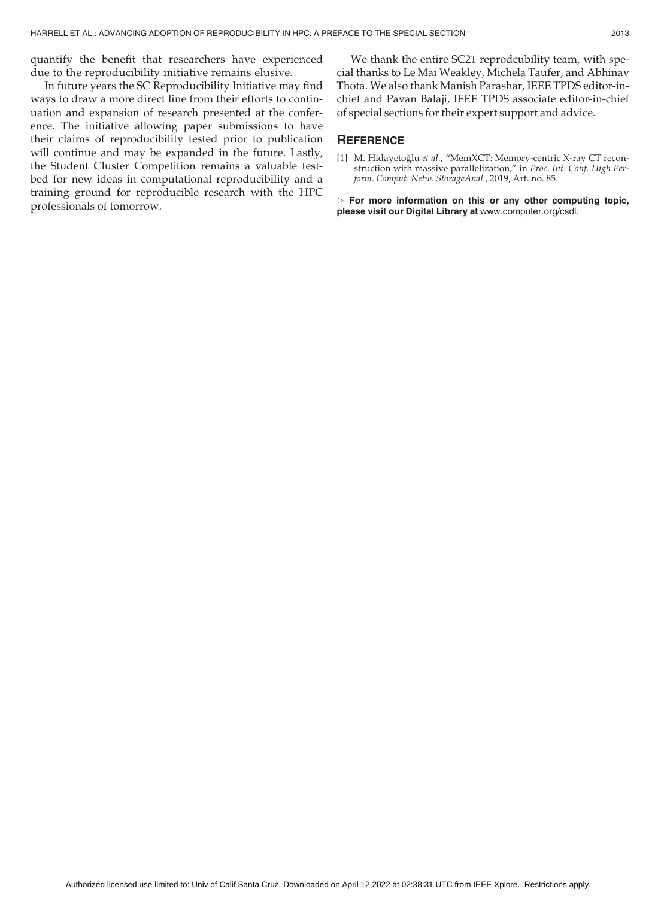quantify the benefit that researchers have experienced due to the reproducibility initiative remains elusive.

In future years the SC Reproducibility Initiative may find ways to draw a more direct line from their efforts to continuation and expansion of research presented at the conference. The initiative allowing paper submissions to have their claims of reproducibility tested prior to publication will continue and may be expanded in the future. Lastly, the Student Cluster Competition remains a valuable testbed for new ideas in computational reproducibility and a training ground for reproducible research with the HPC professionals of tomorrow.

We thank the entire SC21 reprodcubility team, with special thanks to Le Mai Weakley, Michela Taufer, and Abhinav Thota. We also thank Manish Parashar, IEEE TPDS editor-in-chief and Pavan Balaji, IEEE TPDS associate editor-in-chief of special sections for their expert support and advice.

## Reference

[1] M. Hidayetoğlu *et al.*, "MemXCT: Memory-centric X-ray CT reconstruction with massive parallelization," in *Proc. Int. Conf. High Perform. Comput. Netw. StorageAnal.*, 2019, Art. no. 85.

▷ **For more information on this or any other computing topic, please visit our Digital Library at** www.computer.org/csdl.